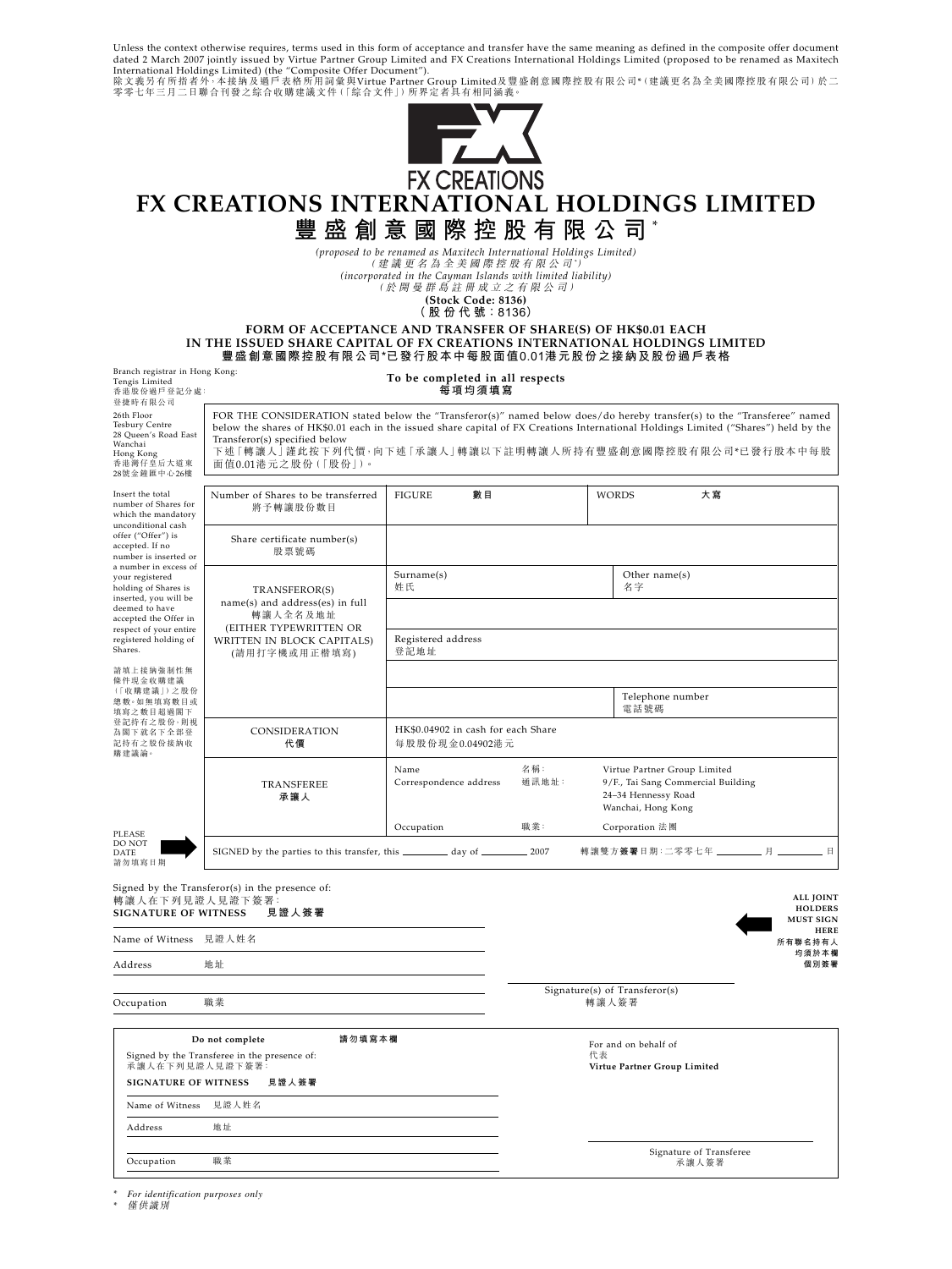Unless the context otherwise requires, terms used in this form of acceptance and transfer have the same meaning as defined in the composite offer document dated 2 March 2007 jointly issued by Virtue Partner Group Limited and FX Creations International Holdings Limited (proposed to be renamed as Maxitech International Holdings Limited) (the "Composite Offer Document").
除文義另有所指者外，本接納及過戶表格所用詞彙與Virtue Partner Group Limited及豐盛創意國際控股有限公司*（建議更名為全美國際控股有限公司）於二零零七年三月二日聯合刊發之綜合收購建議文件（「綜合文件」）所界定者具有相同涵義。

FX CREATIONS

# FX CREATIONS INTERNATIONAL HOLDINGS LIMITED
# 豐盛創意國際控股有限公司*

*(proposed to be renamed as Maxitech International Holdings Limited)*
*（建議更名為全美國際控股有限公司*）*
*(incorporated in the Cayman Islands with limited liability)*
*（於開曼群島註冊成立之有限公司）*
**(Stock Code: 8136)**
**（股份代號：8136）**

## FORM OF ACCEPTANCE AND TRANSFER OF SHARE(S) OF HK$0.01 EACH IN THE ISSUED SHARE CAPITAL OF FX CREATIONS INTERNATIONAL HOLDINGS LIMITED
## 豐盛創意國際控股有限公司*已發行股本中每股面值0.01港元股份之接納及股份過戶表格

Branch registrar in Hong Kong:
Tengis Limited
香港股份過戶登記分處：
登捷時有限公司
26th Floor
Tesbury Centre
28 Queen's Road East
Wanchai
Hong Kong
香港灣仔皇后大道東28號金鐘匯中心26樓

**To be completed in all respects**
**每項均須填寫**

FOR THE CONSIDERATION stated below the "Transferor(s)" named below does/do hereby transfer(s) to the "Transferee" named below the shares of HK$0.01 each in the issued share capital of FX Creations International Holdings Limited ("Shares") held by the Transferor(s) specified below
下述「轉讓人」謹此按下列代價，向下述「承讓人」轉讓以下註明轉讓人所持有豐盛創意國際控股有限公司*已發行股本中每股面值0.01港元之股份（「股份」）。

Insert the total number of Shares for which the mandatory unconditional cash offer ("Offer") is accepted. If no number is inserted or a number in excess of your registered holding of Shares is inserted, you will be deemed to have accepted the Offer in respect of your entire registered holding of Shares.

請填上接納強制性無條件現金收購建議（「收購建議」）之股份總數。如無填寫數目或填寫之數目超過閣下登記持有之股份，則視為閣下就名下全部登記持有之股份接納收購建議論。

| | | |
|---|---|---|
| Number of Shares to be transferred 將予轉讓股份數目 | FIGURE 數目 | WORDS 大寫 |
| Share certificate number(s) 股票號碼 | | |
| TRANSFEROR(S) name(s) and address(es) in full 轉讓人全名及地址 (EITHER TYPEWRITTEN OR WRITTEN IN BLOCK CAPITALS) (請用打字機或用正楷填寫) | Surname(s) 姓氏 | Other name(s) 名字 |
| | Registered address 登記地址 | |
| | | Telephone number 電話號碼 |
| CONSIDERATION 代價 | HK$0.04902 in cash for each Share 每股股份現金0.04902港元 | |
| TRANSFEREE 承讓人 | Name 名稱： Correspondence address 通訊地址： | Virtue Partner Group Limited 9/F., Tai Sang Commercial Building 24–34 Hennessy Road Wanchai, Hong Kong |
| | Occupation 職業： | Corporation 法團 |

PLEASE DO NOT DATE 請勿填寫日期

SIGNED by the parties to this transfer, this ________ day of ________ 2007　　轉讓雙方簽署日期：二零零七年 ________ 月 ________ 日

Signed by the Transferor(s) in the presence of:
轉讓人在下列見證人見證下簽署：

**SIGNATURE OF WITNESS　見證人簽署**

Name of Witness　見證人姓名

Address　地址

Occupation　職業

Signature(s) of Transferor(s)
轉讓人簽署

**ALL JOINT HOLDERS MUST SIGN HERE**
**所有聯名持有人均須於本欄個別簽署**

**Do not complete　請勿填寫本欄**

Signed by the Transferee in the presence of:
承讓人在下列見證人見證下簽署：

**SIGNATURE OF WITNESS　見證人簽署**

Name of Witness　見證人姓名

Address　地址

Occupation　職業

For and on behalf of
代表
**Virtue Partner Group Limited**

Signature of Transferee
承讓人簽署

\* *For identification purposes only*
\* *僅供識別*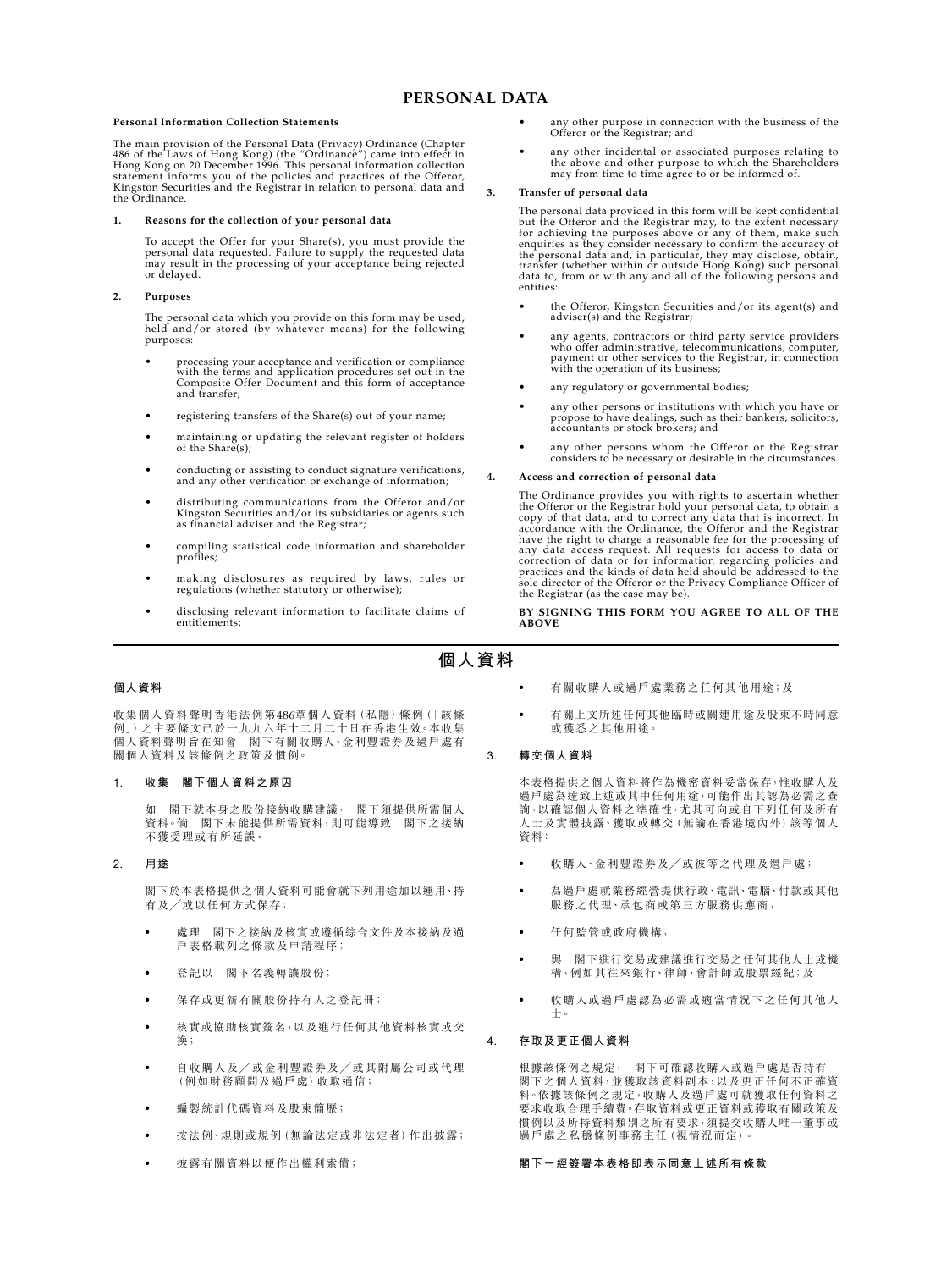# PERSONAL DATA

**Personal Information Collection Statements**

The main provision of the Personal Data (Privacy) Ordinance (Chapter 486 of the Laws of Hong Kong) (the "Ordinance") came into effect in Hong Kong on 20 December 1996. This personal information collection statement informs you of the policies and practices of the Offeror, Kingston Securities and the Registrar in relation to personal data and the Ordinance.

**1. Reasons for the collection of your personal data**

To accept the Offer for your Share(s), you must provide the personal data requested. Failure to supply the requested data may result in the processing of your acceptance being rejected or delayed.

**2. Purposes**

The personal data which you provide on this form may be used, held and/or stored (by whatever means) for the following purposes:

- processing your acceptance and verification or compliance with the terms and application procedures set out in the Composite Offer Document and this form of acceptance and transfer;
- registering transfers of the Share(s) out of your name;
- maintaining or updating the relevant register of holders of the Share(s);
- conducting or assisting to conduct signature verifications, and any other verification or exchange of information;
- distributing communications from the Offeror and/or Kingston Securities and/or its subsidiaries or agents such as financial adviser and the Registrar;
- compiling statistical code information and shareholder profiles;
- making disclosures as required by laws, rules or regulations (whether statutory or otherwise);
- disclosing relevant information to facilitate claims of entitlements;
- any other purpose in connection with the business of the Offeror or the Registrar; and
- any other incidental or associated purposes relating to the above and other purpose to which the Shareholders may from time to time agree to or be informed of.

**3. Transfer of personal data**

The personal data provided in this form will be kept confidential but the Offeror and the Registrar may, to the extent necessary for achieving the purposes above or any of them, make such enquiries as they consider necessary to confirm the accuracy of the personal data and, in particular, they may disclose, obtain, transfer (whether within or outside Hong Kong) such personal data to, from or with any and all of the following persons and entities:

- the Offeror, Kingston Securities and/or its agent(s) and adviser(s) and the Registrar;
- any agents, contractors or third party service providers who offer administrative, telecommunications, computer, payment or other services to the Registrar, in connection with the operation of its business;
- any regulatory or governmental bodies;
- any other persons or institutions with which you have or propose to have dealings, such as their bankers, solicitors, accountants or stock brokers; and
- any other persons whom the Offeror or the Registrar considers to be necessary or desirable in the circumstances.

**4. Access and correction of personal data**

The Ordinance provides you with rights to ascertain whether the Offeror or the Registrar hold your personal data, to obtain a copy of that data, and to correct any data that is incorrect. In accordance with the Ordinance, the Offeror and the Registrar have the right to charge a reasonable fee for the processing of any data access request. All requests for access to data or correction of data or for information regarding policies and practices and the kinds of data held should be addressed to the sole director of the Offeror or the Privacy Compliance Officer of the Registrar (as the case may be).

**BY SIGNING THIS FORM YOU AGREE TO ALL OF THE ABOVE**

# 個人資料

**個人資料**

收集個人資料聲明香港法例第486章個人資料（私隱）條例（「該條例」）之主要條文已於一九九六年十二月二十日在香港生效。本收集個人資料聲明旨在知會　閣下有關收購人、金利豐證券及過戶處有關個人資料及該條例之政策及慣例。

**1. 收集　閣下個人資料之原因**

如　閣下就本身之股份接納收購建議，　閣下須提供所需個人資料。倘　閣下未能提供所需資料，則可能導致　閣下之接納不獲受理或有所延誤。

**2. 用途**

閣下於本表格提供之個人資料可能會就下列用途加以運用、持有及／或以任何方式保存：

- 處理　閣下之接納及核實或遵循綜合文件及本接納及過戶表格載列之條款及申請程序；
- 登記以　閣下名義轉讓股份；
- 保存或更新有關股份持有人之登記冊；
- 核實或協助核實簽名，以及進行任何其他資料核實或交換；
- 自收購人及／或金利豐證券及／或其附屬公司或代理（例如財務顧問及過戶處）收取通信；
- 編製統計代碼資料及股東簡歷；
- 按法例、規則或規例（無論法定或非法定者）作出披露；
- 披露有關資料以便作出權利索償；
- 有關收購人或過戶處業務之任何其他用途；及
- 有關上文所述任何其他臨時或關連用途及股東不時同意或獲悉之其他用途。

**3. 轉交個人資料**

本表格提供之個人資料將作為機密資料妥當保存，惟收購人及過戶處為達致上述或其中任何用途，可能作出其認為必需之查詢，以確認個人資料之準確性，尤其可向或自下列任何及所有人士及實體披露、獲取或轉交（無論在香港境內外）該等個人資料：

- 收購人、金利豐證券及／或彼等之代理及過戶處；
- 為過戶處就業務經營提供行政、電訊、電腦、付款或其他服務之代理、承包商或第三方服務供應商；
- 任何監管或政府機構；
- 與　閣下進行交易或建議進行交易之任何其他人士或機構，例如其往來銀行、律師、會計師或股票經紀；及
- 收購人或過戶處認為必需或適當情況下之任何其他人士。

**4. 存取及更正個人資料**

根據該條例之規定，　閣下可確認收購人或過戶處是否持有閣下之個人資料，並獲取該資料副本，以及更正任何不正確資料。依據該條例之規定，收購人及過戶處可就獲取任何資料之要求收取合理手續費。存取資料或更正資料或獲取有關政策及慣例以及所持資料類別之所有要求，須提交收購人唯一董事或過戶處之私穩條例事務主任（視情況而定）。

**閣下一經簽署本表格即表示同意上述所有條款**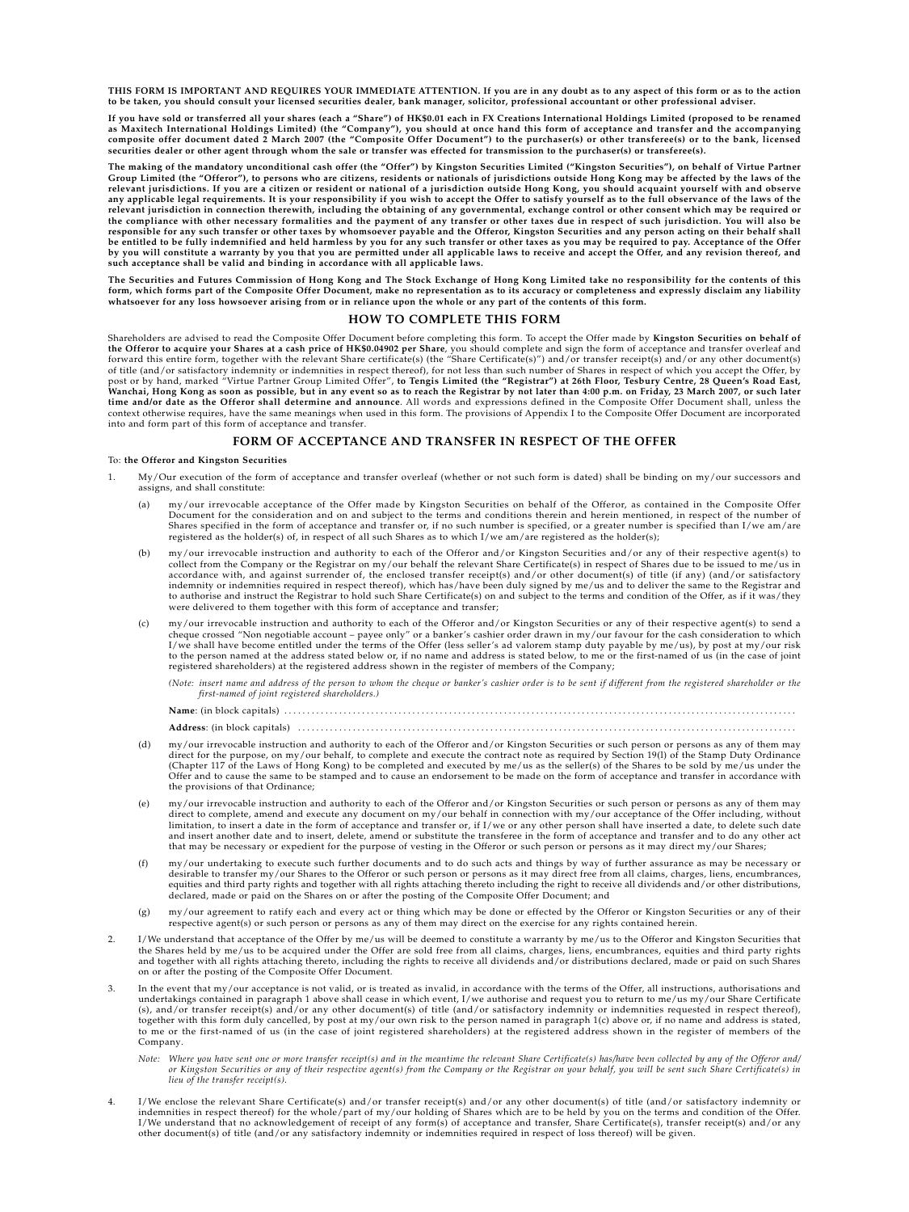**THIS FORM IS IMPORTANT AND REQUIRES YOUR IMMEDIATE ATTENTION. If you are in any doubt as to any aspect of this form or as to the action to be taken, you should consult your licensed securities dealer, bank manager, solicitor, professional accountant or other professional adviser.**

**If you have sold or transferred all your shares (each a "Share") of HK$0.01 each in FX Creations International Holdings Limited (proposed to be renamed as Maxitech International Holdings Limited) (the "Company"), you should at once hand this form of acceptance and transfer and the accompanying composite offer document dated 2 March 2007 (the "Composite Offer Document") to the purchaser(s) or other transferee(s) or to the bank, licensed securities dealer or other agent through whom the sale or transfer was effected for transmission to the purchaser(s) or transferee(s).**

**The making of the mandatory unconditional cash offer (the "Offer") by Kingston Securities Limited ("Kingston Securities"), on behalf of Virtue Partner Group Limited (the "Offeror"), to persons who are citizens, residents or nationals of jurisdictions outside Hong Kong may be affected by the laws of the relevant jurisdictions. If you are a citizen or resident or national of a jurisdiction outside Hong Kong, you should acquaint yourself with and observe any applicable legal requirements. It is your responsibility if you wish to accept the Offer to satisfy yourself as to the full observance of the laws of the relevant jurisdiction in connection therewith, including the obtaining of any governmental, exchange control or other consent which may be required or the compliance with other necessary formalities and the payment of any transfer or other taxes due in respect of such jurisdiction. You will also be responsible for any such transfer or other taxes by whomsoever payable and the Offeror, Kingston Securities and any person acting on their behalf shall be entitled to be fully indemnified and held harmless by you for any such transfer or other taxes as you may be required to pay. Acceptance of the Offer by you will constitute a warranty by you that you are permitted under all applicable laws to receive and accept the Offer, and any revision thereof, and such acceptance shall be valid and binding in accordance with all applicable laws.**

**The Securities and Futures Commission of Hong Kong and The Stock Exchange of Hong Kong Limited take no responsibility for the contents of this form, which forms part of the Composite Offer Document, make no representation as to its accuracy or completeness and expressly disclaim any liability whatsoever for any loss howsoever arising from or in reliance upon the whole or any part of the contents of this form.**

## HOW TO COMPLETE THIS FORM

Shareholders are advised to read the Composite Offer Document before completing this form. To accept the Offer made by **Kingston Securities on behalf of the Offeror to acquire your Shares at a cash price of HK$0.04902 per Share**, you should complete and sign the form of acceptance and transfer overleaf and forward this entire form, together with the relevant Share certificate(s) (the "Share Certificate(s)") and/or transfer receipt(s) and/or any other document(s) of title (and/or satisfactory indemnity or indemnities in respect thereof), for not less than such number of Shares in respect of which you accept the Offer, by post or by hand, marked "Virtue Partner Group Limited Offer", **to Tengis Limited (the "Registrar") at 26th Floor, Tesbury Centre, 28 Queen's Road East, Wanchai, Hong Kong as soon as possible, but in any event so as to reach the Registrar by not later than 4:00 p.m. on Friday, 23 March 2007, or such later time and/or date as the Offeror shall determine and announce**. All words and expressions defined in the Composite Offer Document shall, unless the context otherwise requires, have the same meanings when used in this form. The provisions of Appendix I to the Composite Offer Document are incorporated into and form part of this form of acceptance and transfer.

## FORM OF ACCEPTANCE AND TRANSFER IN RESPECT OF THE OFFER

To: **the Offeror and Kingston Securities**

1. My/Our execution of the form of acceptance and transfer overleaf (whether or not such form is dated) shall be binding on my/our successors and assigns, and shall constitute:

   (a) my/our irrevocable acceptance of the Offer made by Kingston Securities on behalf of the Offeror, as contained in the Composite Offer Document for the consideration and on and subject to the terms and conditions therein and herein mentioned, in respect of the number of Shares specified in the form of acceptance and transfer or, if no such number is specified, or a greater number is specified than I/we am/are registered as the holder(s) of, in respect of all such Shares as to which I/we am/are registered as the holder(s);

   (b) my/our irrevocable instruction and authority to each of the Offeror and/or Kingston Securities and/or any of their respective agent(s) to collect from the Company or the Registrar on my/our behalf the relevant Share Certificate(s) in respect of Shares due to be issued to me/us in accordance with, and against surrender of, the enclosed transfer receipt(s) and/or other document(s) of title (if any) (and/or satisfactory indemnity or indemnities required in respect thereof), which has/have been duly signed by me/us and to deliver the same to the Registrar and to authorise and instruct the Registrar to hold such Share Certificate(s) on and subject to the terms and condition of the Offer, as if it was/they were delivered to them together with this form of acceptance and transfer;

   (c) my/our irrevocable instruction and authority to each of the Offeror and/or Kingston Securities or any of their respective agent(s) to send a cheque crossed "Non negotiable account – payee only" or a banker's cashier order drawn in my/our favour for the cash consideration to which I/we shall have become entitled under the terms of the Offer (less seller's ad valorem stamp duty payable by me/us), by post at my/our risk to the person named at the address stated below or, if no name and address is stated below, to me or the first-named of us (in the case of joint registered shareholders) at the registered address shown in the register of members of the Company;

      *(Note: insert name and address of the person to whom the cheque or banker's cashier order is to be sent if different from the registered shareholder or the first-named of joint registered shareholders.)*

      **Name**: (in block capitals) ..........................................................................................................

      **Address**: (in block capitals) ..........................................................................................................

   (d) my/our irrevocable instruction and authority to each of the Offeror and/or Kingston Securities or such person or persons as any of them may direct for the purpose, on my/our behalf, to complete and execute the contract note as required by Section 19(l) of the Stamp Duty Ordinance (Chapter 117 of the Laws of Hong Kong) to be completed and executed by me/us as the seller(s) of the Shares to be sold by me/us under the Offer and to cause the same to be stamped and to cause an endorsement to be made on the form of acceptance and transfer in accordance with the provisions of that Ordinance;

   (e) my/our irrevocable instruction and authority to each of the Offeror and/or Kingston Securities or such person or persons as any of them may direct to complete, amend and execute any document on my/our behalf in connection with my/our acceptance of the Offer including, without limitation, to insert a date in the form of acceptance and transfer or, if I/we or any other person shall have inserted a date, to delete such date and insert another date and to insert, delete, amend or substitute the transferee in the form of acceptance and transfer and to do any other act that may be necessary or expedient for the purpose of vesting in the Offeror or such person or persons as it may direct my/our Shares;

   (f) my/our undertaking to execute such further documents and to do such such acts and things by way of further assurance as may be necessary or desirable to transfer my/our Shares to the Offeror or such person or persons as it may direct free from all claims, charges, liens, encumbrances, equities and third party rights and together with all rights attaching thereto including the right to receive all dividends and/or other distributions, declared, made or paid on the Shares on or after the posting of the Composite Offer Document; and

   (g) my/our agreement to ratify each and every act or thing which may be done or effected by the Offeror or Kingston Securities or any of their respective agent(s) or such person or persons as any of them may direct on the exercise for any rights contained herein.

2. I/We understand that acceptance of the Offer by me/us will be deemed to constitute a warranty by me/us to the Offeror and Kingston Securities that the Shares held by me/us to be acquired under the Offer are sold free from all claims, charges, liens, encumbrances, equities and third party rights and together with all rights attaching thereto, including the rights to receive all dividends and/or distributions declared, made or paid on such Shares on or after the posting of the Composite Offer Document.

3. In the event that my/our acceptance is not valid, or is treated as invalid, in accordance with the terms of the Offer, all instructions, authorisations and undertakings contained in paragraph 1 above shall cease in which event, I/we authorise and request you to return to me/us my/our Share Certificate (s), and/or transfer receipt(s) and/or any other document(s) of title (and/or satisfactory indemnity or indemnities requested in respect thereof), together with this form duly cancelled, by post at my/our own risk to the person named in paragraph 1(c) above or, if no name and address is stated, to me or the first-named of us (in the case of joint registered shareholders) at the registered address shown in the register of members of the Company.

   *Note: Where you have sent one or more transfer receipt(s) and in the meantime the relevant Share Certificate(s) has/have been collected by any of the Offeror and/ or Kingston Securities or any of their respective agent(s) from the Company or the Registrar on your behalf, you will be sent such Share Certificate(s) in lieu of the transfer receipt(s).*

4. I/We enclose the relevant Share Certificate(s) and/or transfer receipt(s) and/or any other document(s) of title (and/or satisfactory indemnity or indemnities in respect thereof) for the whole/part of my/our holding of Shares which are to be held by you on the terms and condition of the Offer. I/We understand that no acknowledgement of receipt of any form(s) of acceptance and transfer, Share Certificate(s), transfer receipt(s) and/or any other document(s) of title (and/or any satisfactory indemnity or indemnities required in respect of loss thereof) will be given.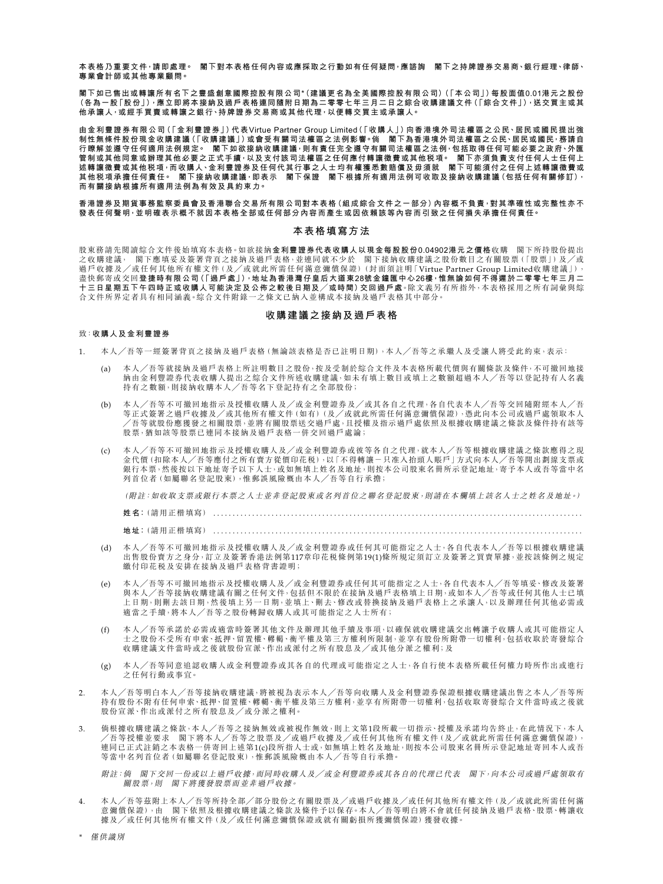**本表格乃重要文件，請即處理。　閣下對本表格任何內容或應採取之行動如有任何疑問，應諮詢　閣下之持牌證券交易商、銀行經理、律師、專業會計師或其他專業顧問。**

**閣下如已售出或轉讓所有名下之豐盛創意國際控股有限公司*（建議更名為全美國際控股有限公司）（「本公司」）每股面值0.01港元之股份（各為一股「股份」），應立即將本接納及過戶表格連同隨附日期為二零零七年三月二日之綜合收購建議文件（「綜合文件」），送交買主或其他承讓人，或經手買賣或轉讓之銀行、持牌證券交易商或其他代理，以便轉交買主或承讓人。**

**由金利豐證券有限公司（「金利豐證券」）代表Virtue Partner Group Limited（「收購人」）向香港境外司法權區之公民、居民或國民提出強制性無條件股份現金收購建議（「收購建議」）或會受有關司法權區之法例影響。倘　閣下為香港境外司法權區之公民、居民或國民，務請自行瞭解並遵守任何適用法例規定。　閣下如欲接納收購建議，則有責任完全遵守有關司法權區之法例，包括取得任何可能必要之政府、外匯管制或其他同意或辦理其他必要之正式手續，以及支付該司法權區之任何應付轉讓徵費或其他稅項。　閣下亦須負責支付任何人士任何上述轉讓徵費或其他稅項，而收購人、金利豐證券及任何代其行事之人士均有權獲悉數賠償及毋須就　閣下可能須付之任何上述轉讓徵費或其他稅項承擔任何責任。　閣下接納收購建議，即表示　閣下保證　閣下根據所有適用法例可收取及接納收購建議（包括任何有關修訂），而有關接納根據所有適用法例為有效及具約束力。**

**香港證券及期貨事務監察委員會及香港聯合交易所有限公司對本表格（組成綜合文件之一部分）內容概不負責，對其準確性或完整性亦不發表任何聲明，並明確表示概不就因本表格全部或任何部分內容而產生或因依賴該等內容而引致之任何損失承擔任何責任。**

## 本表格填寫方法

股東務請先閱讀綜合文件後始填寫本表格。如欲接納**金利豐證券代表收購人以現金每股股份0.04902港元之價格**收購　閣下所持股份提出之收購建議，　閣下應填妥及簽署背頁之接納及過戶表格，並連同就不少於　閣下接納收購建議之股份數目之有關股票（「股票」）及／或過戶收據及／或任何其他所有權文件（及／或就此所需任何滿意彌償保證）（封面須註明「Virtue Partner Group Limited收購建議」），盡快郵寄或交回**登捷時有限公司（「過戶處」），地址為香港灣仔皇后大道東28號金鐘匯中心26樓，惟無論如何不得遲於二零零七年三月二十三日星期五下午四時正或收購人可能決定及公佈之較後日期及／或時間）交回過戶處。**除文義另有所指外，本表格採用之所有詞彙與綜合文件所界定者具有相同涵義。綜合文件附錄一之條文已納入並構成本接納及過戶表格其中部分。

## 收購建議之接納及過戶表格

致：**收購人及金利豐證券**

1. 本人／吾等一經簽署背頁之接納及過戶表格（無論該表格是否已註明日期），本人／吾等之承繼人及受讓人將受此約束，表示：

   (a) 本人／吾等就接納及過戶表格上所註明數目之股份，按及受制於綜合文件及本表格所載代價與有關條款及條件，不可撤回地接納由金利豐證券代表收購人提出之綜合文件所述收購建議，如未有填上數目或填上之數額超過本人／吾等以登記持有人名義持有之數額，則接納收購本人／吾等名下登記持有之全部股份；

   (b) 本人／吾等不可撤回地指示及授權收購人及／或金利豐證券及／或其各自之代理，各自代表本人／吾等交回隨附經本人／吾等正式簽署之過戶收據及／或其他所有權文件（如有）（及／或就此所需任何滿意彌償保證），憑此向本公司或過戶處領取本人／吾等就股份應獲發之相關股票，並將有關股票送交過戶處，且授權及指示過戶處依照及根據收購建議之條款及條件持有該等股票，猶如該等股票已連同本接納及過戶表格一併交回過戶處論；

   (c) 本人／吾等不可撤回地指示及授權收購人及／或金利豐證券或彼等各自之代理，就本人／吾等根據收購建議之條款應得之現金代價（扣除本人／吾等應付之所有賣方從價印花稅），以「不得轉讓－只准入抬頭人賬戶」方式向本人／吾等開出劃線支票或銀行本票，然後按以下地址寄予以下人士，或如無填上姓名及地址，則按本公司股東名冊所示登記地址，寄予本人或吾等當中名列首位者（如屬聯名登記股東），惟郵誤風險概由本人／吾等自行承擔；

   *（附註：如收取支票或銀行本票之人士並非登記股東或名列首位之聯名登記股東，則請在本欄填上該名人士之姓名及地址。）*

   **姓名**：（請用正楷填寫） ..........................................................................................................

   **地址**：（請用正楷填寫） ..........................................................................................................

   (d) 本人／吾等不可撤回地指示及授權收購人及／或金利豐證券或任何其可能指定之人士，各自代表本人／吾等以根據收購建議出售股份賣方之身分，訂立及簽署香港法例第117章印花稅條例第19(1)條所規定須訂立及簽署之買賣單據，並按該條例之規定繳付印花稅及安排在接納及過戶表格背書證明；

   (e) 本人／吾等不可撤回地指示及授權收購人及／或金利豐證券或任何其可能指定之人士，各自代表本人／吾等填妥、修改及簽署與本人／吾等接納收購建議有關之任何文件，包括但不限於在接納及過戶表格填上日期，或如本人／吾等或任何其他人士已填上日期，則刪去該日期，然後填上另一日期，並填上、刪去、修改或替換接納及過戶表格上之承讓人，以及辦理任何其他必需或適當之手續，將本人／吾等之股份轉歸收購人或其可能指定之人士所有；

   (f) 本人／吾等承諾於必需或適當時簽署其他文件及辦理其他手續及事項，以確保就收購建議交出轉讓予收購人或其可能指定人士之股份不受所有申索、抵押、留置權、轇轕、衡平權及第三方權利所限制，並享有股份所附帶一切權利，包括收取於寄發綜合收購建議文件當時或之後就股份宣派、作出或派付之所有股息及／或其他分派之權利；及

   (g) 本人／吾等同意追認收購人或金利豐證券或其各自的代理或可能指定之人士，各自行使本表格所載任何權力時所作出或進行之任何行動或事宜。

2. 本人／吾等明白本人／吾等接納收購建議，將被視為表示本人／吾等向收購人及金利豐證券保證根據收購建議出售之本人／吾等所持有股份不附有任何申索、抵押、留置權、轇轕、衡平權及第三方權利，並享有所附帶一切權利，包括收取寄發綜合文件當時或之後就股份宣派、作出或派付之所有股息及／或分派之權利。

3. 倘根據收購建議之條款，本人／吾等之接納無效或被視作無效，則上文第1段所載一切指示、授權及承諾均告終止，在此情況下，本人／吾等授權並要求　閣下將本人／吾等之股票及／或過戶收據及／或任何其他所有權文件（及／或就此所需任何滿意彌償保證），連同已正式註銷之本表格一併寄回上述第1(c)段所指人士或，如無填上姓名及地址，則按本公司股東名冊所示登記地址寄回本人或吾等當中名列首位者（如屬聯名登記股東），惟郵誤風險概由本人／吾等自行承擔。

   *附註：倘　閣下交回一份或以上過戶收據，而同時收購人及／或金利豐證券或其各自的代理已代表　閣下，向本公司或過戶處領取有關股票，則　閣下將獲發股票而並非過戶收據。*

4. 本人／吾等茲附上本人／吾等所持全部／部分股份之有關股票及／或過戶收據及／或任何其他所有權文件（及／或就此所需任何滿意彌償保證），由　閣下依照及根據收購建議之條款及條件予以保存。本人／吾等明白將不會就任何接納及過戶表格、股票、轉讓收據及／或任何其他所有權文件（及／或任何滿意彌償保證或就有關虧損所獲彌償保證）獲發收據。

\* *僅供識別*